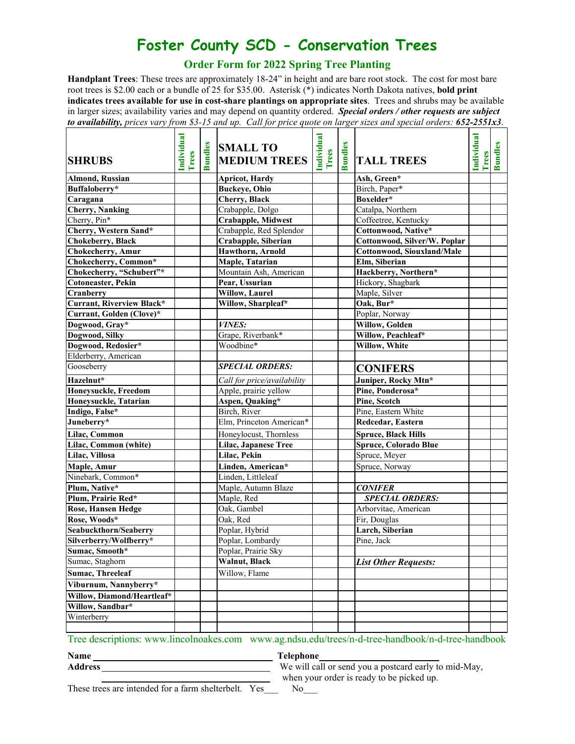# Foster County SCD - Conservation Trees

## Order Form for 2022 Spring Tree Planting

**Handplant Trees**: These trees are approximately 18-24" in height and are bare root stock. The cost for most bare root trees is $2.00 each or a bundle of 25 for $35.00. Asterisk (*) indicates North Dakota natives, **bold print indicates trees available for use in cost-share plantings on appropriate sites**. Trees and shrubs may be available in larger sizes; availability varies and may depend on quantity ordered. ***Special orders / other requests are subject to availability,*** *prices vary from $3-15 and up. Call for price quote on larger sizes and special orders:* ***652-2551x3***.

| SHRUBS | Individual Trees | Bundles | SMALL TO MEDIUM TREES | Individual Trees | Bundles | TALL TREES | Individual Trees | Bundles |
|---|---|---|---|---|---|---|---|---|
| **Almond, Russian** | | | **Apricot, Hardy** | | | **Ash, Green*** | | |
| **Buffaloberry*** | | | **Buckeye, Ohio** | | | Birch, Paper* | | |
| **Caragana** | | | **Cherry, Black** | | | **Boxelder*** | | |
| **Cherry, Nanking** | | | Crabapple, Dolgo | | | Catalpa, Northern | | |
| Cherry, Pin* | | | **Crabapple, Midwest** | | | Coffeetree, Kentucky | | |
| **Cherry, Western Sand*** | | | Crabapple, Red Splendor | | | **Cottonwood, Native*** | | |
| **Chokeberry, Black** | | | **Crabapple, Siberian** | | | **Cottonwood, Silver/W. Poplar** | | |
| **Chokecherry, Amur** | | | **Hawthorn, Arnold** | | | **Cottonwood, Siouxland/Male** | | |
| **Chokecherry, Common*** | | | **Maple, Tatarian** | | | **Elm, Siberian** | | |
| **Chokecherry, "Schubert"*** | | | Mountain Ash, American | | | **Hackberry, Northern*** | | |
| **Cotoneaster, Pekin** | | | **Pear, Ussurian** | | | Hickory, Shagbark | | |
| **Cranberry** | | | **Willow, Laurel** | | | Maple, Silver | | |
| **Currant, Riverview Black*** | | | **Willow, Sharpleaf*** | | | **Oak, Bur*** | | |
| **Currant, Golden (Clove)*** | | | | | | Poplar, Norway | | |
| **Dogwood, Gray*** | | | ***VINES:*** | | | **Willow, Golden** | | |
| **Dogwood, Silky** | | | Grape, Riverbank* | | | **Willow, Peachleaf*** | | |
| **Dogwood, Redosier*** | | | Woodbine* | | | **Willow, White** | | |
| Elderberry, American | | | | | | | | |
| Gooseberry | | | ***SPECIAL ORDERS:*** | | | **CONIFERS** | | |
| **Hazelnut*** | | | *Call for price/availability* | | | **Juniper, Rocky Mtn*** | | |
| **Honeysuckle, Freedom** | | | Apple, prairie yellow | | | **Pine, Ponderosa*** | | |
| **Honeysuckle, Tatarian** | | | **Aspen, Quaking*** | | | **Pine, Scotch** | | |
| **Indigo, False*** | | | Birch, River | | | Pine, Eastern White | | |
| **Juneberry*** | | | Elm, Princeton American* | | | **Redcedar, Eastern** | | |
| **Lilac, Common** | | | Honeylocust, Thornless | | | **Spruce, Black Hills** | | |
| **Lilac, Common (white)** | | | **Lilac, Japanese Tree** | | | **Spruce, Colorado Blue** | | |
| **Lilac, Villosa** | | | **Lilac, Pekin** | | | Spruce, Meyer | | |
| **Maple, Amur** | | | **Linden, American*** | | | Spruce, Norway | | |
| Ninebark, Common* | | | Linden, Littleleaf | | | | | |
| **Plum, Native*** | | | Maple, Autumn Blaze | | | ***CONIFER*** | | |
| **Plum, Prairie Red*** | | | Maple, Red | | | ***SPECIAL ORDERS:*** | | |
| **Rose, Hansen Hedge** | | | Oak, Gambel | | | Arborvitae, American | | |
| **Rose, Woods*** | | | Oak, Red | | | Fir, Douglas | | |
| **Seabuckthorn/Seaberry** | | | Poplar, Hybrid | | | **Larch, Siberian** | | |
| **Silverberry/Wolfberry*** | | | Poplar, Lombardy | | | Pine, Jack | | |
| **Sumac, Smooth*** | | | Poplar, Prairie Sky | | | | | |
| Sumac, Staghorn | | | **Walnut, Black** | | | ***List Other Requests:*** | | |
| **Sumac, Threeleaf** | | | Willow, Flame | | | | | |
| **Viburnum, Nannyberry*** | | | | | | | | |
| **Willow, Diamond/Heartleaf*** | | | | | | | | |
| **Willow, Sandbar*** | | | | | | | | |
| Winterberry | | | | | | | | |
| | | | | | | | | |

Tree descriptions: www.lincolnoakes.com   www.ag.ndsu.edu/trees/n-d-tree-handbook/n-d-tree-handbook

**Name** ______________________________

**Address** ______________________________

______________________________

**Telephone** ______________________

We will call or send you a postcard early to mid-May, when your order is ready to be picked up.

These trees are intended for a farm shelterbelt. Yes___ No___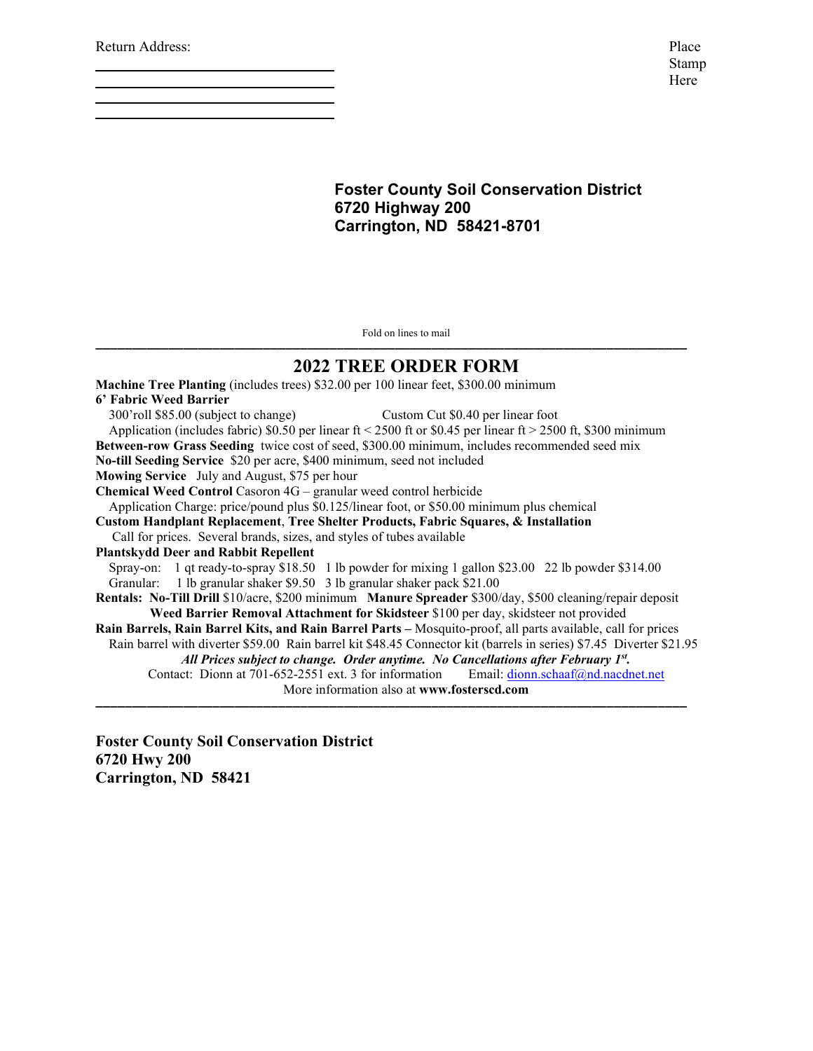Return Address:

\_\_\_\_\_\_\_\_\_\_\_\_\_\_\_\_\_\_\_\_\_\_\_\_\_\_\_\_\_\_

\_\_\_\_\_\_\_\_\_\_\_\_\_\_\_\_\_\_\_\_\_\_\_\_\_\_\_\_\_\_

\_\_\_\_\_\_\_\_\_\_\_\_\_\_\_\_\_\_\_\_\_\_\_\_\_\_\_\_\_\_

\_\_\_\_\_\_\_\_\_\_\_\_\_\_\_\_\_\_\_\_\_\_\_\_\_\_\_\_\_\_

Place
Stamp
Here

**Foster County Soil Conservation District**
**6720 Highway 200**
**Carrington, ND 58421-8701**

Fold on lines to mail

---

## 2022 TREE ORDER FORM

**Machine Tree Planting** (includes trees) $32.00 per 100 linear feet, $300.00 minimum

**6' Fabric Weed Barrier**

300'roll $85.00 (subject to change) Custom Cut $0.40 per linear foot

Application (includes fabric) $0.50 per linear ft < 2500 ft or $0.45 per linear ft > 2500 ft, $300 minimum

**Between-row Grass Seeding** twice cost of seed, $300.00 minimum, includes recommended seed mix

**No-till Seeding Service** $20 per acre, $400 minimum, seed not included

**Mowing Service** July and August, $75 per hour

**Chemical Weed Control** Casoron 4G – granular weed control herbicide

Application Charge: price/pound plus $0.125/linear foot, or $50.00 minimum plus chemical

**Custom Handplant Replacement**, **Tree Shelter Products, Fabric Squares, & Installation**

Call for prices. Several brands, sizes, and styles of tubes available

**Plantskydd Deer and Rabbit Repellent**

Spray-on: 1 qt ready-to-spray $18.50 1 lb powder for mixing 1 gallon $23.00 22 lb powder $314.00

Granular: 1 lb granular shaker $9.50 3 lb granular shaker pack $21.00

**Rentals: No-Till Drill** $10/acre, $200 minimum **Manure Spreader** $300/day, $500 cleaning/repair deposit

**Weed Barrier Removal Attachment for Skidsteer** $100 per day, skidsteer not provided

**Rain Barrels, Rain Barrel Kits, and Rain Barrel Parts –** Mosquito-proof, all parts available, call for prices

Rain barrel with diverter $59.00 Rain barrel kit $48.45 Connector kit (barrels in series) $7.45 Diverter $21.95

***All Prices subject to change. Order anytime. No Cancellations after February 1st.***

Contact: Dionn at 701-652-2551 ext. 3 for information Email: dionn.schaaf@nd.nacdnet.net

More information also at **www.fosterscd.com**

---

**Foster County Soil Conservation District**
**6720 Hwy 200**
**Carrington, ND 58421**